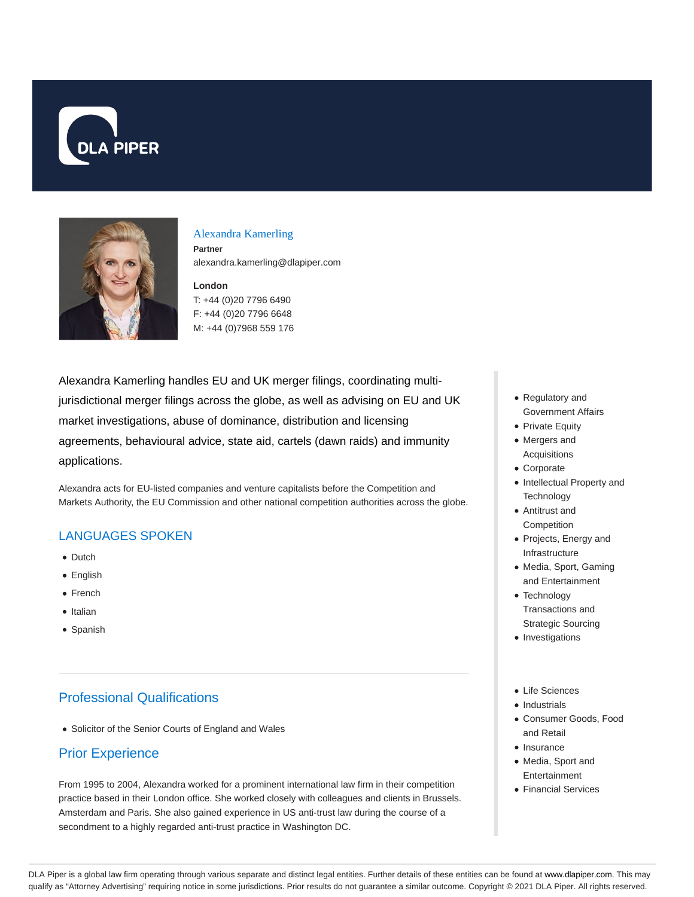# Alexandra Kamerling

**Partner**

alexandra.kamerling@dlapiper.com

**London**

T: +44 (0)20 7796 6490
F: +44 (0)20 7796 6648
M: +44 (0)7968 559 176

Alexandra Kamerling handles EU and UK merger filings, coordinating multi-jurisdictional merger filings across the globe, as well as advising on EU and UK market investigations, abuse of dominance, distribution and licensing agreements, behavioural advice, state aid, cartels (dawn raids) and immunity applications.

Alexandra acts for EU-listed companies and venture capitalists before the Competition and Markets Authority, the EU Commission and other national competition authorities across the globe.

## LANGUAGES SPOKEN

- Dutch
- English
- French
- Italian
- Spanish

## Professional Qualifications

- Solicitor of the Senior Courts of England and Wales

## Prior Experience

From 1995 to 2004, Alexandra worked for a prominent international law firm in their competition practice based in their London office. She worked closely with colleagues and clients in Brussels. Amsterdam and Paris. She also gained experience in US anti-trust law during the course of a secondment to a highly regarded anti-trust practice in Washington DC.

- Regulatory and Government Affairs
- Private Equity
- Mergers and Acquisitions
- Corporate
- Intellectual Property and Technology
- Antitrust and Competition
- Projects, Energy and Infrastructure
- Media, Sport, Gaming and Entertainment
- Technology Transactions and Strategic Sourcing
- Investigations

- Life Sciences
- Industrials
- Consumer Goods, Food and Retail
- Insurance
- Media, Sport and Entertainment
- Financial Services

DLA Piper is a global law firm operating through various separate and distinct legal entities. Further details of these entities can be found at www.dlapiper.com. This may qualify as "Attorney Advertising" requiring notice in some jurisdictions. Prior results do not guarantee a similar outcome. Copyright © 2021 DLA Piper. All rights reserved.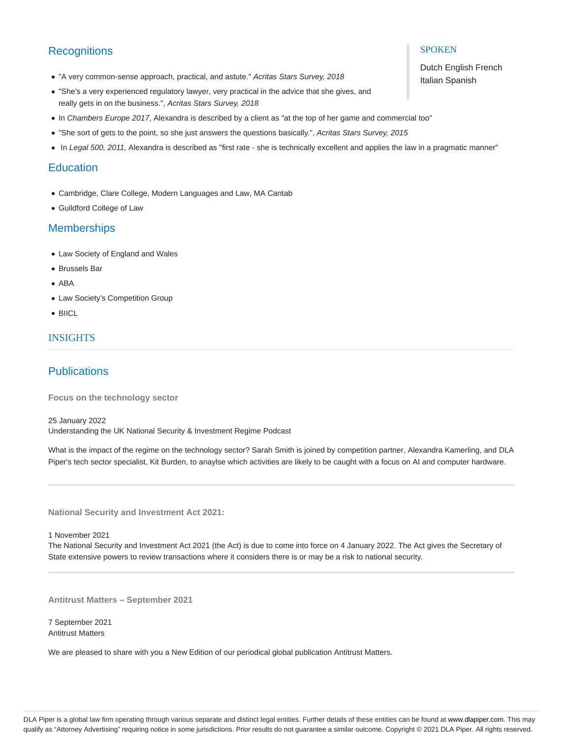## Recognitions

- "A very common-sense approach, practical, and astute." *Acritas Stars Survey, 2018*
- "She's a very experienced regulatory lawyer, very practical in the advice that she gives, and really gets in on the business.", *Acritas Stars Survey, 2018*
- In *Chambers Europe 2017*, Alexandra is described by a client as "at the top of her game and commercial too"
- "She sort of gets to the point, so she just answers the questions basically.", *Acritas Stars Survey, 2015*
- In *Legal 500, 2011,* Alexandra is described as "first rate - she is technically excellent and applies the law in a pragmatic manner"

### SPOKEN

Dutch English French Italian Spanish

## Education

- Cambridge, Clare College, Modern Languages and Law, MA Cantab
- Guildford College of Law

## Memberships

- Law Society of England and Wales
- Brussels Bar
- ABA
- Law Society's Competition Group
- BIICL

## INSIGHTS

## Publications

**Focus on the technology sector**

25 January 2022
Understanding the UK National Security & Investment Regime Podcast

What is the impact of the regime on the technology sector? Sarah Smith is joined by competition partner, Alexandra Kamerling, and DLA Piper's tech sector specialist, Kit Burden, to anaylse which activities are likely to be caught with a focus on AI and computer hardware.

---

**National Security and Investment Act 2021:**

1 November 2021
The National Security and Investment Act 2021 (the Act) is due to come into force on 4 January 2022. The Act gives the Secretary of State extensive powers to review transactions where it considers there is or may be a risk to national security.

---

**Antitrust Matters – September 2021**

7 September 2021
Antitrust Matters

We are pleased to share with you a New Edition of our periodical global publication Antitrust Matters.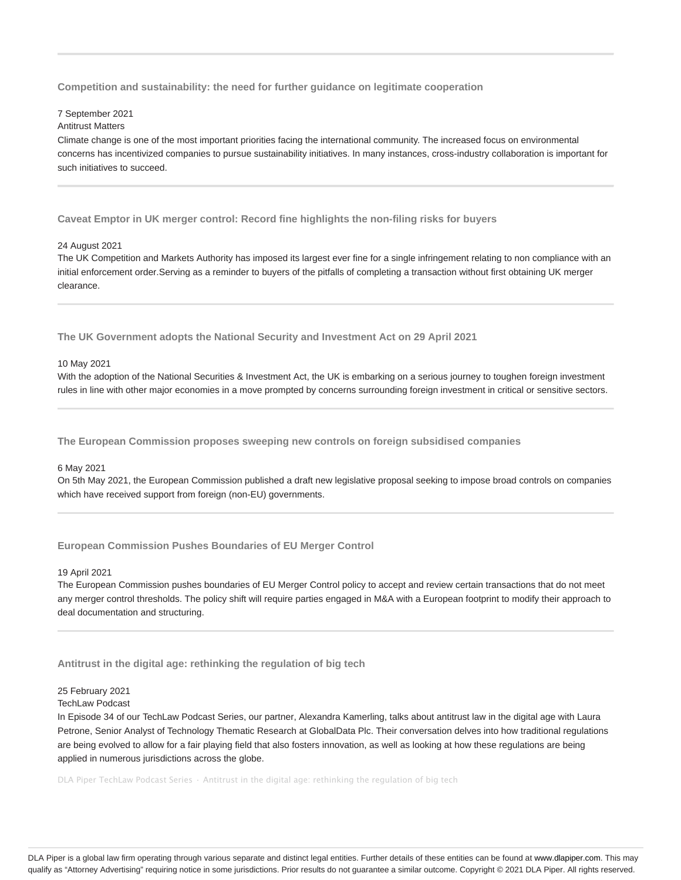### Competition and sustainability: the need for further guidance on legitimate cooperation

7 September 2021
Antitrust Matters

Climate change is one of the most important priorities facing the international community. The increased focus on environmental concerns has incentivized companies to pursue sustainability initiatives. In many instances, cross-industry collaboration is important for such initiatives to succeed.

---

### Caveat Emptor in UK merger control: Record fine highlights the non-filing risks for buyers

24 August 2021

The UK Competition and Markets Authority has imposed its largest ever fine for a single infringement relating to non compliance with an initial enforcement order.Serving as a reminder to buyers of the pitfalls of completing a transaction without first obtaining UK merger clearance.

---

### The UK Government adopts the National Security and Investment Act on 29 April 2021

10 May 2021

With the adoption of the National Securities & Investment Act, the UK is embarking on a serious journey to toughen foreign investment rules in line with other major economies in a move prompted by concerns surrounding foreign investment in critical or sensitive sectors.

---

### The European Commission proposes sweeping new controls on foreign subsidised companies

6 May 2021

On 5th May 2021, the European Commission published a draft new legislative proposal seeking to impose broad controls on companies which have received support from foreign (non-EU) governments.

---

### European Commission Pushes Boundaries of EU Merger Control

19 April 2021

The European Commission pushes boundaries of EU Merger Control policy to accept and review certain transactions that do not meet any merger control thresholds. The policy shift will require parties engaged in M&A with a European footprint to modify their approach to deal documentation and structuring.

---

### Antitrust in the digital age: rethinking the regulation of big tech

25 February 2021
TechLaw Podcast

In Episode 34 of our TechLaw Podcast Series, our partner, Alexandra Kamerling, talks about antitrust law in the digital age with Laura Petrone, Senior Analyst of Technology Thematic Research at GlobalData Plc. Their conversation delves into how traditional regulations are being evolved to allow for a fair playing field that also fosters innovation, as well as looking at how these regulations are being applied in numerous jurisdictions across the globe.

DLA Piper TechLaw Podcast Series · Antitrust in the digital age: rethinking the regulation of big tech

DLA Piper is a global law firm operating through various separate and distinct legal entities. Further details of these entities can be found at www.dlapiper.com. This may qualify as "Attorney Advertising" requiring notice in some jurisdictions. Prior results do not guarantee a similar outcome. Copyright © 2021 DLA Piper. All rights reserved.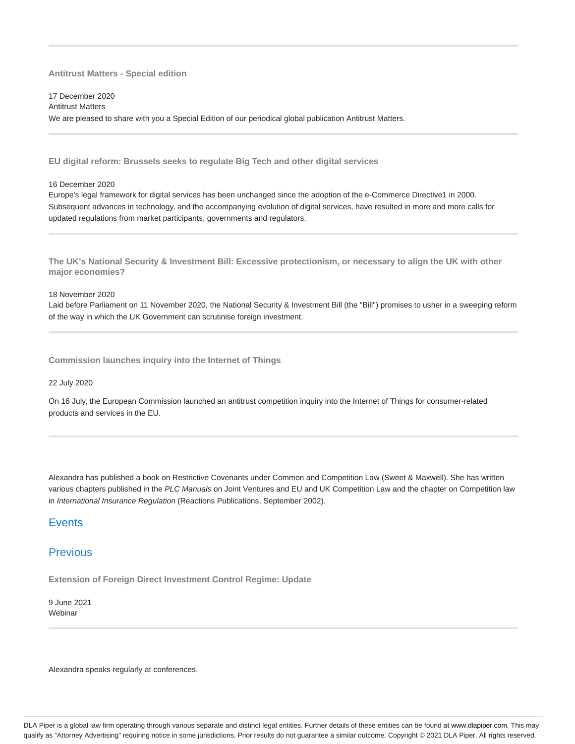**Antitrust Matters - Special edition**

17 December 2020
Antitrust Matters
We are pleased to share with you a Special Edition of our periodical global publication Antitrust Matters.

---

**EU digital reform: Brussels seeks to regulate Big Tech and other digital services**

16 December 2020
Europe's legal framework for digital services has been unchanged since the adoption of the e-Commerce Directive1 in 2000. Subsequent advances in technology, and the accompanying evolution of digital services, have resulted in more and more calls for updated regulations from market participants, governments and regulators.

---

**The UK's National Security & Investment Bill: Excessive protectionism, or necessary to align the UK with other major economies?**

18 November 2020
Laid before Parliament on 11 November 2020, the National Security & Investment Bill (the "Bill") promises to usher in a sweeping reform of the way in which the UK Government can scrutinise foreign investment.

---

**Commission launches inquiry into the Internet of Things**

22 July 2020

On 16 July, the European Commission launched an antitrust competition inquiry into the Internet of Things for consumer-related products and services in the EU.

---

Alexandra has published a book on Restrictive Covenants under Common and Competition Law (Sweet & Maxwell). She has written various chapters published in the *PLC Manuals* on Joint Ventures and EU and UK Competition Law and the chapter on Competition law in *International Insurance Regulation* (Reactions Publications, September 2002).

## Events

## Previous

**Extension of Foreign Direct Investment Control Regime: Update**

9 June 2021
Webinar

---

Alexandra speaks regularly at conferences.

DLA Piper is a global law firm operating through various separate and distinct legal entities. Further details of these entities can be found at www.dlapiper.com. This may qualify as "Attorney Advertising" requiring notice in some jurisdictions. Prior results do not guarantee a similar outcome. Copyright © 2021 DLA Piper. All rights reserved.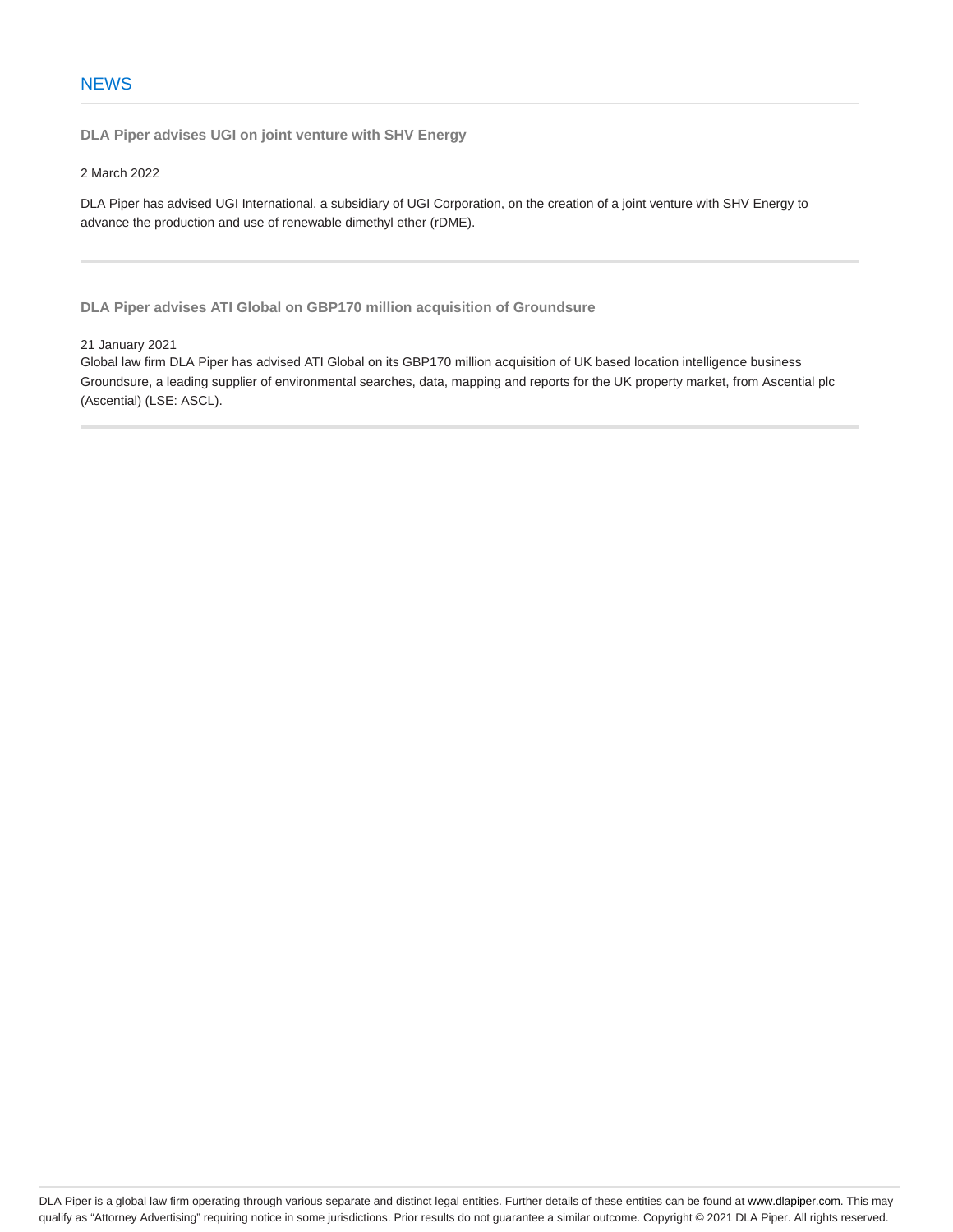## NEWS

**DLA Piper advises UGI on joint venture with SHV Energy**

2 March 2022

DLA Piper has advised UGI International, a subsidiary of UGI Corporation, on the creation of a joint venture with SHV Energy to advance the production and use of renewable dimethyl ether (rDME).

---

**DLA Piper advises ATI Global on GBP170 million acquisition of Groundsure**

21 January 2021

Global law firm DLA Piper has advised ATI Global on its GBP170 million acquisition of UK based location intelligence business Groundsure, a leading supplier of environmental searches, data, mapping and reports for the UK property market, from Ascential plc (Ascential) (LSE: ASCL).

---

DLA Piper is a global law firm operating through various separate and distinct legal entities. Further details of these entities can be found at www.dlapiper.com. This may qualify as "Attorney Advertising" requiring notice in some jurisdictions. Prior results do not guarantee a similar outcome. Copyright © 2021 DLA Piper. All rights reserved.